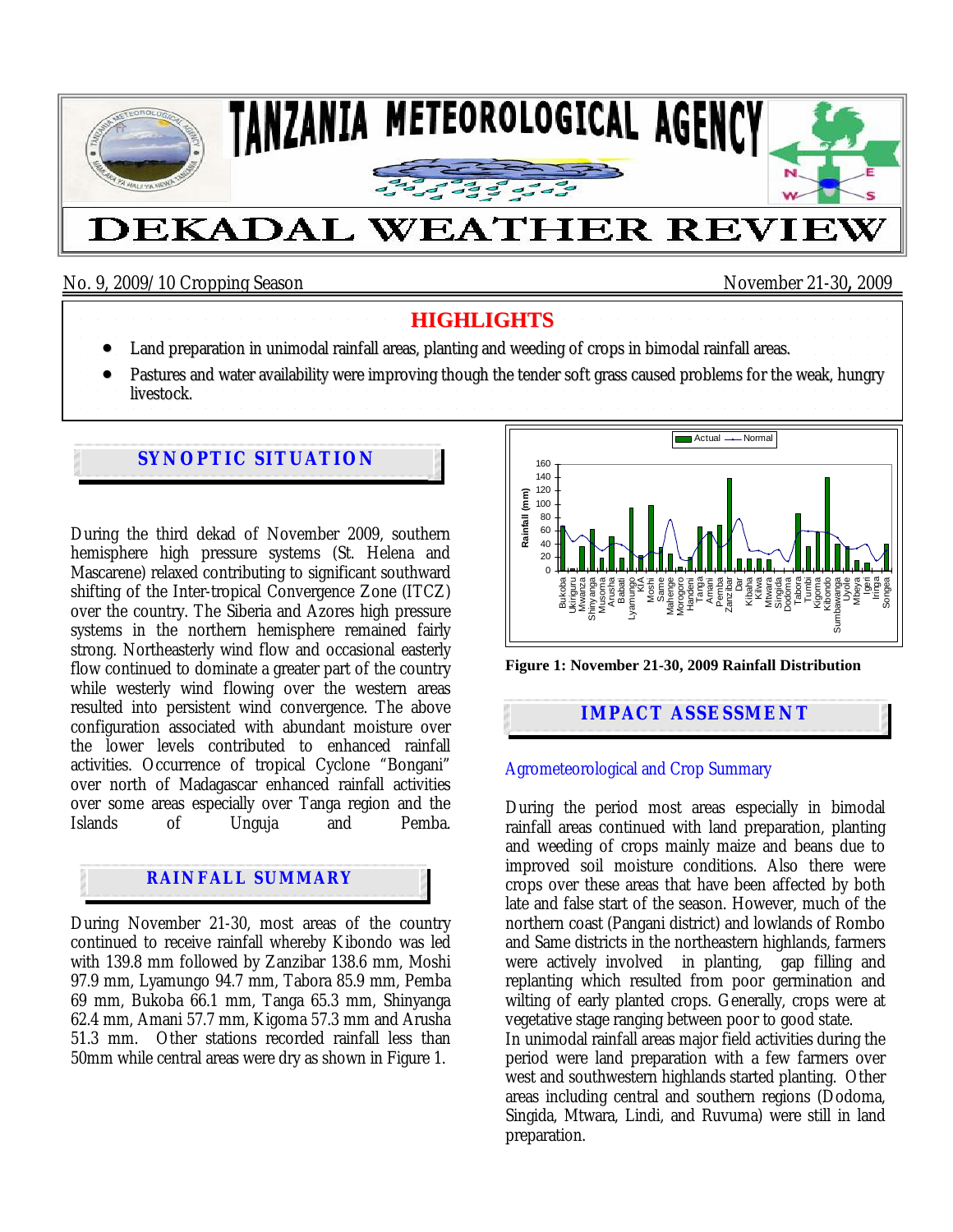# TANZANIA METEOROLOGICAL AGENCY

# DEKADAL WEATHER REVIEW

No. 9, 2009/10 Cropping Season                November 21-30, 2009

## HIGHLIGHTS

- Land preparation in unimodal rainfall areas, planting and weeding of crops in bimodal rainfall areas.
- Pastures and water availability were improving though the tender soft grass caused problems for the weak, hungry livestock.

## SYNOPTIC SITUATION

During the third dekad of November 2009, southern hemisphere high pressure systems (St. Helena and Mascarene) relaxed contributing to significant southward shifting of the Inter-tropical Convergence Zone (ITCZ) over the country. The Siberia and Azores high pressure systems in the northern hemisphere remained fairly strong. Northeasterly wind flow and occasional easterly flow continued to dominate a greater part of the country while westerly wind flowing over the western areas resulted into persistent wind convergence. The above configuration associated with abundant moisture over the lower levels contributed to enhanced rainfall activities. Occurrence of tropical Cyclone "Bongani" over north of Madagascar enhanced rainfall activities over some areas especially over Tanga region and the Islands of Unguja and Pemba.

## RAINFALL SUMMARY

During November 21-30, most areas of the country continued to receive rainfall whereby Kibondo was led with 139.8 mm followed by Zanzibar 138.6 mm, Moshi 97.9 mm, Lyamungo 94.7 mm, Tabora 85.9 mm, Pemba 69 mm, Bukoba 66.1 mm, Tanga 65.3 mm, Shinyanga 62.4 mm, Amani 57.7 mm, Kigoma 57.3 mm and Arusha 51.3 mm. Other stations recorded rainfall less than 50mm while central areas were dry as shown in Figure 1.

**Figure 1: November 21-30, 2009 Rainfall Distribution**

## IMPACT ASSESSMENT

### Agrometeorological and Crop Summary

During the period most areas especially in bimodal rainfall areas continued with land preparation, planting and weeding of crops mainly maize and beans due to improved soil moisture conditions. Also there were crops over these areas that have been affected by both late and false start of the season. However, much of the northern coast (Pangani district) and lowlands of Rombo and Same districts in the northeastern highlands, farmers were actively involved in planting, gap filling and replanting which resulted from poor germination and wilting of early planted crops. Generally, crops were at vegetative stage ranging between poor to good state.

In unimodal rainfall areas major field activities during the period were land preparation with a few farmers over west and southwestern highlands started planting. Other areas including central and southern regions (Dodoma, Singida, Mtwara, Lindi, and Ruvuma) were still in land preparation.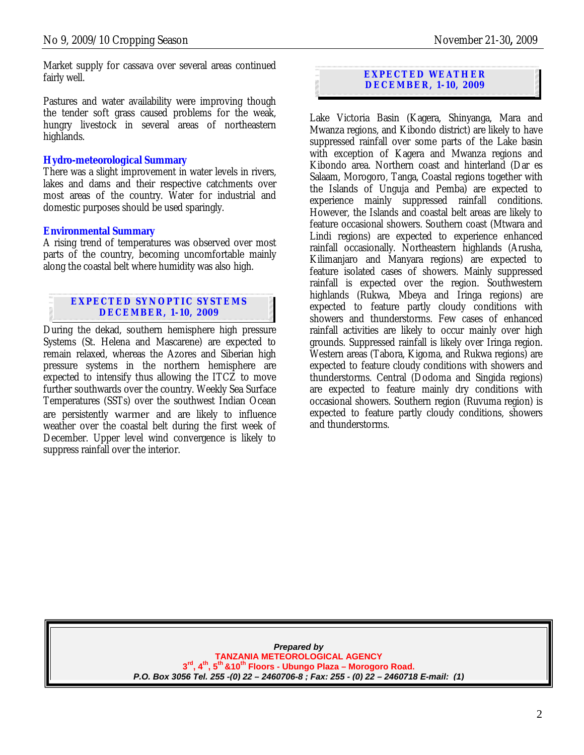Market supply for cassava over several areas continued fairly well.

Pastures and water availability were improving though the tender soft grass caused problems for the weak, hungry livestock in several areas of northeastern highlands.

## Hydro-meteorological Summary

There was a slight improvement in water levels in rivers, lakes and dams and their respective catchments over most areas of the country. Water for industrial and domestic purposes should be used sparingly.

## Environmental Summary

A rising trend of temperatures was observed over most parts of the country, becoming uncomfortable mainly along the coastal belt where humidity was also high.

## EXPECTED SYNOPTIC SYSTEMS DECEMBER, 1-10, 2009

During the dekad, southern hemisphere high pressure Systems (St. Helena and Mascarene) are expected to remain relaxed, whereas the Azores and Siberian high pressure systems in the northern hemisphere are expected to intensify thus allowing the ITCZ to move further southwards over the country. Weekly Sea Surface Temperatures (SSTs) over the southwest Indian Ocean are persistently warmer and are likely to influence weather over the coastal belt during the first week of December. Upper level wind convergence is likely to suppress rainfall over the interior.

## EXPECTED WEATHER DECEMBER, 1-10, 2009

Lake Victoria Basin (Kagera, Shinyanga, Mara and Mwanza regions, and Kibondo district) are likely to have suppressed rainfall over some parts of the Lake basin with exception of Kagera and Mwanza regions and Kibondo area. Northern coast and hinterland (Dar es Salaam, Morogoro, Tanga, Coastal regions together with the Islands of Unguja and Pemba) are expected to experience mainly suppressed rainfall conditions. However, the Islands and coastal belt areas are likely to feature occasional showers. Southern coast (Mtwara and Lindi regions) are expected to experience enhanced rainfall occasionally. Northeastern highlands (Arusha, Kilimanjaro and Manyara regions) are expected to feature isolated cases of showers. Mainly suppressed rainfall is expected over the region. Southwestern highlands (Rukwa, Mbeya and Iringa regions) are expected to feature partly cloudy conditions with showers and thunderstorms. Few cases of enhanced rainfall activities are likely to occur mainly over high grounds. Suppressed rainfall is likely over Iringa region. Western areas (Tabora, Kigoma, and Rukwa regions) are expected to feature cloudy conditions with showers and thunderstorms. Central (Dodoma and Singida regions) are expected to feature mainly dry conditions with occasional showers. Southern region (Ruvuma region) is expected to feature partly cloudy conditions, showers and thunderstorms.

***Prepared by***
**TANZANIA METEOROLOGICAL AGENCY**
**3rd, 4th, 5th &10th Floors - Ubungo Plaza – Morogoro Road.**
***P.O. Box 3056 Tel. 255 -(0) 22 – 2460706-8 ; Fax: 255 - (0) 22 – 2460718 E-mail: (1)***